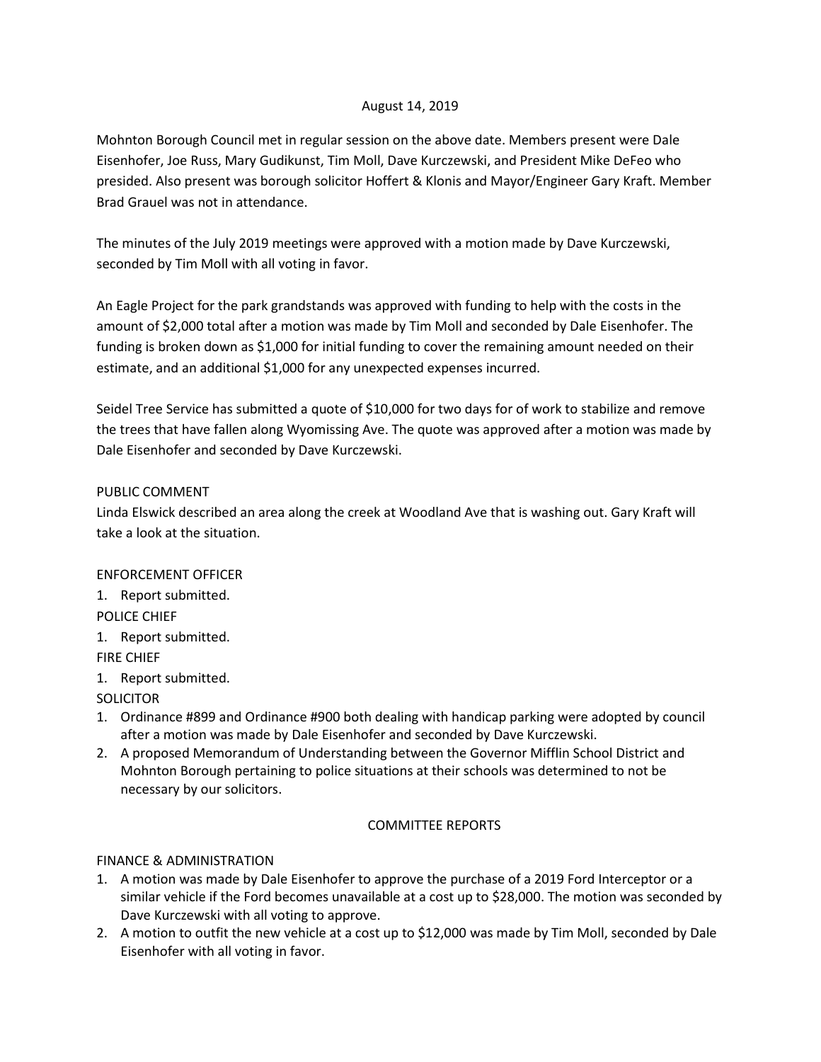August 14, 2019

Mohnton Borough Council met in regular session on the above date. Members present were Dale Eisenhofer, Joe Russ, Mary Gudikunst, Tim Moll, Dave Kurczewski, and President Mike DeFeo who presided. Also present was borough solicitor Hoffert & Klonis and Mayor/Engineer Gary Kraft. Member Brad Grauel was not in attendance.

The minutes of the July 2019 meetings were approved with a motion made by Dave Kurczewski, seconded by Tim Moll with all voting in favor.

An Eagle Project for the park grandstands was approved with funding to help with the costs in the amount of $2,000 total after a motion was made by Tim Moll and seconded by Dale Eisenhofer. The funding is broken down as $1,000 for initial funding to cover the remaining amount needed on their estimate, and an additional $1,000 for any unexpected expenses incurred.

Seidel Tree Service has submitted a quote of $10,000 for two days for of work to stabilize and remove the trees that have fallen along Wyomissing Ave. The quote was approved after a motion was made by Dale Eisenhofer and seconded by Dave Kurczewski.

PUBLIC COMMENT

Linda Elswick described an area along the creek at Woodland Ave that is washing out. Gary Kraft will take a look at the situation.

ENFORCEMENT OFFICER

1. Report submitted.

POLICE CHIEF

1. Report submitted.

FIRE CHIEF

1. Report submitted.

SOLICITOR

1. Ordinance #899 and Ordinance #900 both dealing with handicap parking were adopted by council after a motion was made by Dale Eisenhofer and seconded by Dave Kurczewski.
2. A proposed Memorandum of Understanding between the Governor Mifflin School District and Mohnton Borough pertaining to police situations at their schools was determined to not be necessary by our solicitors.

COMMITTEE REPORTS

FINANCE & ADMINISTRATION

1. A motion was made by Dale Eisenhofer to approve the purchase of a 2019 Ford Interceptor or a similar vehicle if the Ford becomes unavailable at a cost up to $28,000. The motion was seconded by Dave Kurczewski with all voting to approve.
2. A motion to outfit the new vehicle at a cost up to $12,000 was made by Tim Moll, seconded by Dale Eisenhofer with all voting in favor.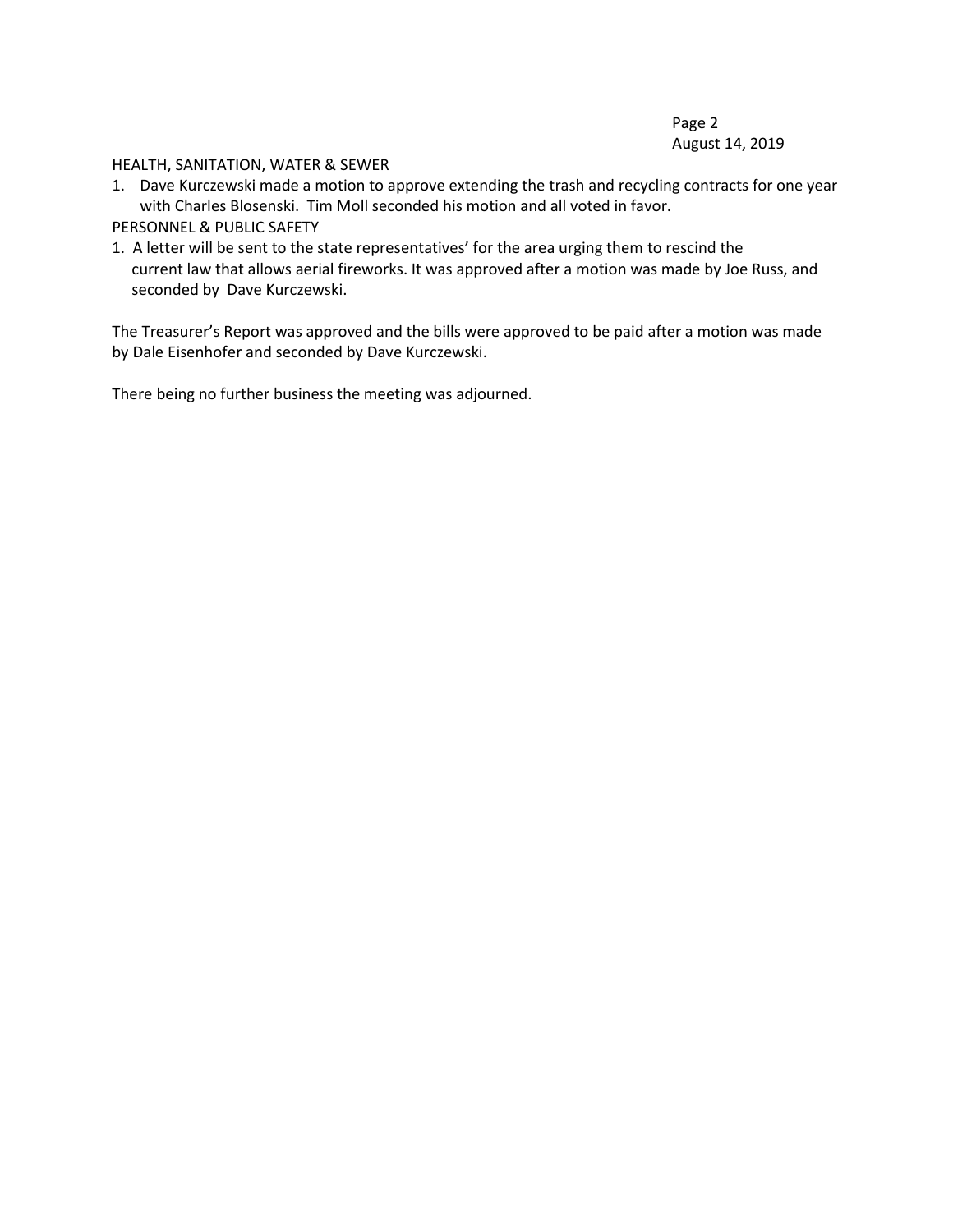HEALTH, SANITATION, WATER & SEWER

1. Dave Kurczewski made a motion to approve extending the trash and recycling contracts for one year with Charles Blosenski. Tim Moll seconded his motion and all voted in favor.

PERSONNEL & PUBLIC SAFETY

1. A letter will be sent to the state representatives' for the area urging them to rescind the current law that allows aerial fireworks. It was approved after a motion was made by Joe Russ, and seconded by Dave Kurczewski.

The Treasurer's Report was approved and the bills were approved to be paid after a motion was made by Dale Eisenhofer and seconded by Dave Kurczewski.

There being no further business the meeting was adjourned.